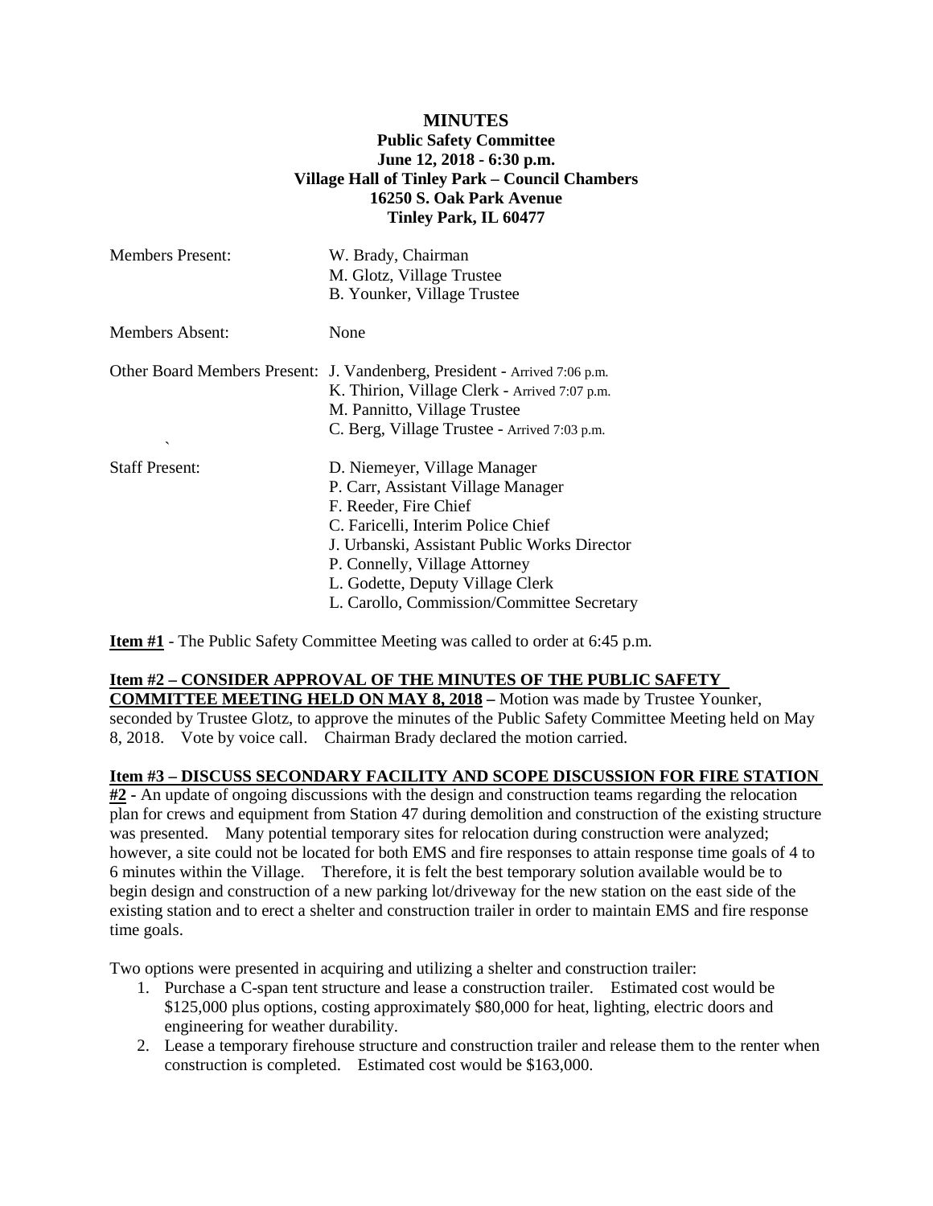**MINUTES**
**Public Safety Committee**
**June 12, 2018 - 6:30 p.m.**
**Village Hall of Tinley Park – Council Chambers**
**16250 S. Oak Park Avenue**
**Tinley Park, IL 60477**

| | |
|---|---|
| Members Present: | W. Brady, Chairman<br>M. Glotz, Village Trustee<br>B. Younker, Village Trustee |
| Members Absent: | None |
| Other Board Members Present: | J. Vandenberg, President - Arrived 7:06 p.m.<br>K. Thirion, Village Clerk - Arrived 7:07 p.m.<br>M. Pannitto, Village Trustee<br>C. Berg, Village Trustee - Arrived 7:03 p.m. |
| Staff Present: | D. Niemeyer, Village Manager<br>P. Carr, Assistant Village Manager<br>F. Reeder, Fire Chief<br>C. Faricelli, Interim Police Chief<br>J. Urbanski, Assistant Public Works Director<br>P. Connelly, Village Attorney<br>L. Godette, Deputy Village Clerk<br>L. Carollo, Commission/Committee Secretary |

**Item #1** - The Public Safety Committee Meeting was called to order at 6:45 p.m.

**Item #2 – CONSIDER APPROVAL OF THE MINUTES OF THE PUBLIC SAFETY COMMITTEE MEETING HELD ON MAY 8, 2018 –** Motion was made by Trustee Younker, seconded by Trustee Glotz, to approve the minutes of the Public Safety Committee Meeting held on May 8, 2018. Vote by voice call. Chairman Brady declared the motion carried.

**Item #3 – DISCUSS SECONDARY FACILITY AND SCOPE DISCUSSION FOR FIRE STATION #2 -** An update of ongoing discussions with the design and construction teams regarding the relocation plan for crews and equipment from Station 47 during demolition and construction of the existing structure was presented. Many potential temporary sites for relocation during construction were analyzed; however, a site could not be located for both EMS and fire responses to attain response time goals of 4 to 6 minutes within the Village. Therefore, it is felt the best temporary solution available would be to begin design and construction of a new parking lot/driveway for the new station on the east side of the existing station and to erect a shelter and construction trailer in order to maintain EMS and fire response time goals.

Two options were presented in acquiring and utilizing a shelter and construction trailer:

1. Purchase a C-span tent structure and lease a construction trailer. Estimated cost would be \$125,000 plus options, costing approximately \$80,000 for heat, lighting, electric doors and engineering for weather durability.
2. Lease a temporary firehouse structure and construction trailer and release them to the renter when construction is completed. Estimated cost would be \$163,000.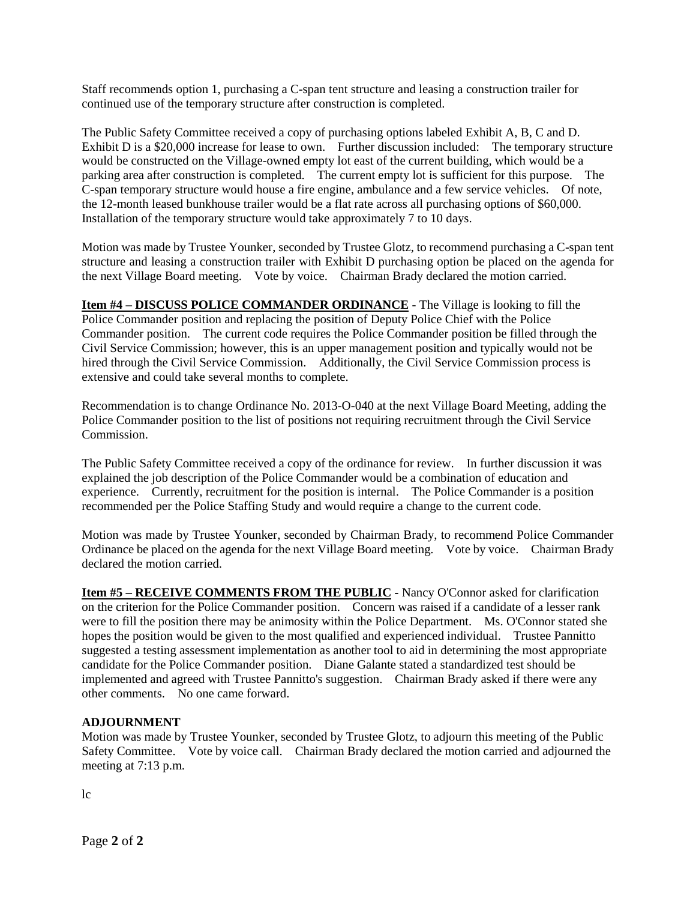Staff recommends option 1, purchasing a C-span tent structure and leasing a construction trailer for continued use of the temporary structure after construction is completed.

The Public Safety Committee received a copy of purchasing options labeled Exhibit A, B, C and D. Exhibit D is a $20,000 increase for lease to own. Further discussion included: The temporary structure would be constructed on the Village-owned empty lot east of the current building, which would be a parking area after construction is completed. The current empty lot is sufficient for this purpose. The C-span temporary structure would house a fire engine, ambulance and a few service vehicles. Of note, the 12-month leased bunkhouse trailer would be a flat rate across all purchasing options of $60,000. Installation of the temporary structure would take approximately 7 to 10 days.

Motion was made by Trustee Younker, seconded by Trustee Glotz, to recommend purchasing a C-span tent structure and leasing a construction trailer with Exhibit D purchasing option be placed on the agenda for the next Village Board meeting. Vote by voice. Chairman Brady declared the motion carried.

**Item #4 – DISCUSS POLICE COMMANDER ORDINANCE** - The Village is looking to fill the Police Commander position and replacing the position of Deputy Police Chief with the Police Commander position. The current code requires the Police Commander position be filled through the Civil Service Commission; however, this is an upper management position and typically would not be hired through the Civil Service Commission. Additionally, the Civil Service Commission process is extensive and could take several months to complete.

Recommendation is to change Ordinance No. 2013-O-040 at the next Village Board Meeting, adding the Police Commander position to the list of positions not requiring recruitment through the Civil Service Commission.

The Public Safety Committee received a copy of the ordinance for review. In further discussion it was explained the job description of the Police Commander would be a combination of education and experience. Currently, recruitment for the position is internal. The Police Commander is a position recommended per the Police Staffing Study and would require a change to the current code.

Motion was made by Trustee Younker, seconded by Chairman Brady, to recommend Police Commander Ordinance be placed on the agenda for the next Village Board meeting. Vote by voice. Chairman Brady declared the motion carried.

**Item #5 – RECEIVE COMMENTS FROM THE PUBLIC** - Nancy O'Connor asked for clarification on the criterion for the Police Commander position. Concern was raised if a candidate of a lesser rank were to fill the position there may be animosity within the Police Department. Ms. O'Connor stated she hopes the position would be given to the most qualified and experienced individual. Trustee Pannitto suggested a testing assessment implementation as another tool to aid in determining the most appropriate candidate for the Police Commander position. Diane Galante stated a standardized test should be implemented and agreed with Trustee Pannitto's suggestion. Chairman Brady asked if there were any other comments. No one came forward.

**ADJOURNMENT**

Motion was made by Trustee Younker, seconded by Trustee Glotz, to adjourn this meeting of the Public Safety Committee. Vote by voice call. Chairman Brady declared the motion carried and adjourned the meeting at 7:13 p.m.

lc